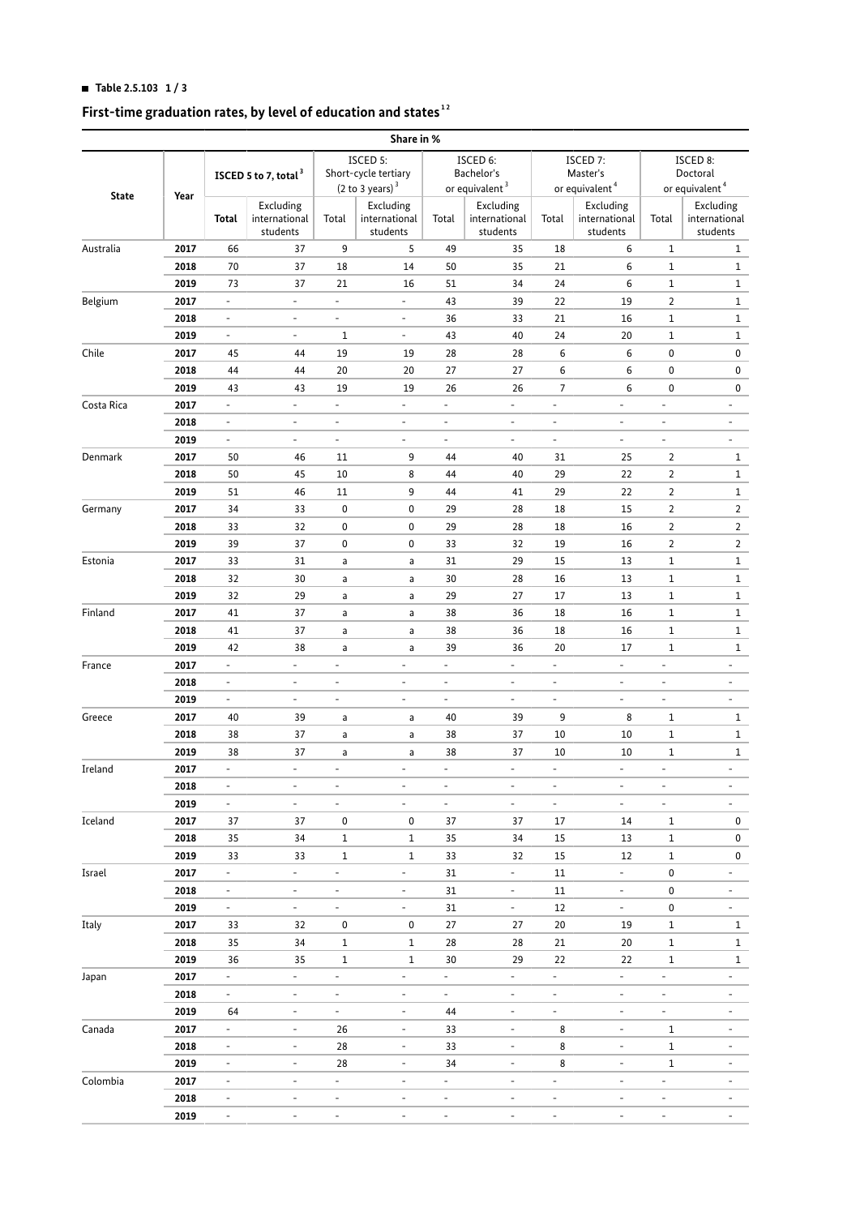■ **Table 2.5.103 1 / 3**

## First-time graduation rates, by level of education and states[1 2]

| State | Year | ISCED 5 to 7, total[3] | | ISCED 5: Short-cycle tertiary (2 to 3 years)[3] | | ISCED 6: Bachelor's or equivalent[3] | | ISCED 7: Master's or equivalent[4] | | ISCED 8: Doctoral or equivalent[4] | |
|---|---|---|---|---|---|---|---|---|---|---|---|
| | | Total | Excluding international students | Total | Excluding international students | Total | Excluding international students | Total | Excluding international students | Total | Excluding international students |
| | | Share in % | | | | | | | | | |
| Australia | 2017 | 66 | 37 | 9 | 5 | 49 | 35 | 18 | 6 | 1 | 1 |
| | 2018 | 70 | 37 | 18 | 14 | 50 | 35 | 21 | 6 | 1 | 1 |
| | 2019 | 73 | 37 | 21 | 16 | 51 | 34 | 24 | 6 | 1 | 1 |
| Belgium | 2017 | - | - | - | - | 43 | 39 | 22 | 19 | 2 | 1 |
| | 2018 | - | - | - | - | 36 | 33 | 21 | 16 | 1 | 1 |
| | 2019 | - | - | 1 | - | 43 | 40 | 24 | 20 | 1 | 1 |
| Chile | 2017 | 45 | 44 | 19 | 19 | 28 | 28 | 6 | 6 | 0 | 0 |
| | 2018 | 44 | 44 | 20 | 20 | 27 | 27 | 6 | 6 | 0 | 0 |
| | 2019 | 43 | 43 | 19 | 19 | 26 | 26 | 7 | 6 | 0 | 0 |
| Costa Rica | 2017 | - | - | - | - | - | - | - | - | - | - |
| | 2018 | - | - | - | - | - | - | - | - | - | - |
| | 2019 | - | - | - | - | - | - | - | - | - | - |
| Denmark | 2017 | 50 | 46 | 11 | 9 | 44 | 40 | 31 | 25 | 2 | 1 |
| | 2018 | 50 | 45 | 10 | 8 | 44 | 40 | 29 | 22 | 2 | 1 |
| | 2019 | 51 | 46 | 11 | 9 | 44 | 41 | 29 | 22 | 2 | 1 |
| Germany | 2017 | 34 | 33 | 0 | 0 | 29 | 28 | 18 | 15 | 2 | 2 |
| | 2018 | 33 | 32 | 0 | 0 | 29 | 28 | 18 | 16 | 2 | 2 |
| | 2019 | 39 | 37 | 0 | 0 | 33 | 32 | 19 | 16 | 2 | 2 |
| Estonia | 2017 | 33 | 31 | a | a | 31 | 29 | 15 | 13 | 1 | 1 |
| | 2018 | 32 | 30 | a | a | 30 | 28 | 16 | 13 | 1 | 1 |
| | 2019 | 32 | 29 | a | a | 29 | 27 | 17 | 13 | 1 | 1 |
| Finland | 2017 | 41 | 37 | a | a | 38 | 36 | 18 | 16 | 1 | 1 |
| | 2018 | 41 | 37 | a | a | 38 | 36 | 18 | 16 | 1 | 1 |
| | 2019 | 42 | 38 | a | a | 39 | 36 | 20 | 17 | 1 | 1 |
| France | 2017 | - | - | - | - | - | - | - | - | - | - |
| | 2018 | - | - | - | - | - | - | - | - | - | - |
| | 2019 | - | - | - | - | - | - | - | - | - | - |
| Greece | 2017 | 40 | 39 | a | a | 40 | 39 | 9 | 8 | 1 | 1 |
| | 2018 | 38 | 37 | a | a | 38 | 37 | 10 | 10 | 1 | 1 |
| | 2019 | 38 | 37 | a | a | 38 | 37 | 10 | 10 | 1 | 1 |
| Ireland | 2017 | - | - | - | - | - | - | - | - | - | - |
| | 2018 | - | - | - | - | - | - | - | - | - | - |
| | 2019 | - | - | - | - | - | - | - | - | - | - |
| Iceland | 2017 | 37 | 37 | 0 | 0 | 37 | 37 | 17 | 14 | 1 | 0 |
| | 2018 | 35 | 34 | 1 | 1 | 35 | 34 | 15 | 13 | 1 | 0 |
| | 2019 | 33 | 33 | 1 | 1 | 33 | 32 | 15 | 12 | 1 | 0 |
| Israel | 2017 | - | - | - | - | 31 | - | 11 | - | 0 | - |
| | 2018 | - | - | - | - | 31 | - | 11 | - | 0 | - |
| | 2019 | - | - | - | - | 31 | - | 12 | - | 0 | - |
| Italy | 2017 | 33 | 32 | 0 | 0 | 27 | 27 | 20 | 19 | 1 | 1 |
| | 2018 | 35 | 34 | 1 | 1 | 28 | 28 | 21 | 20 | 1 | 1 |
| | 2019 | 36 | 35 | 1 | 1 | 30 | 29 | 22 | 22 | 1 | 1 |
| Japan | 2017 | - | - | - | - | - | - | - | - | - | - |
| | 2018 | - | - | - | - | - | - | - | - | - | - |
| | 2019 | 64 | - | - | - | 44 | - | - | - | - | - |
| Canada | 2017 | - | - | 26 | - | 33 | - | 8 | - | 1 | - |
| | 2018 | - | - | 28 | - | 33 | - | 8 | - | 1 | - |
| | 2019 | - | - | 28 | - | 34 | - | 8 | - | 1 | - |
| Colombia | 2017 | - | - | - | - | - | - | - | - | - | - |
| | 2018 | - | - | - | - | - | - | - | - | - | - |
| | 2019 | - | - | - | - | - | - | - | - | - | - |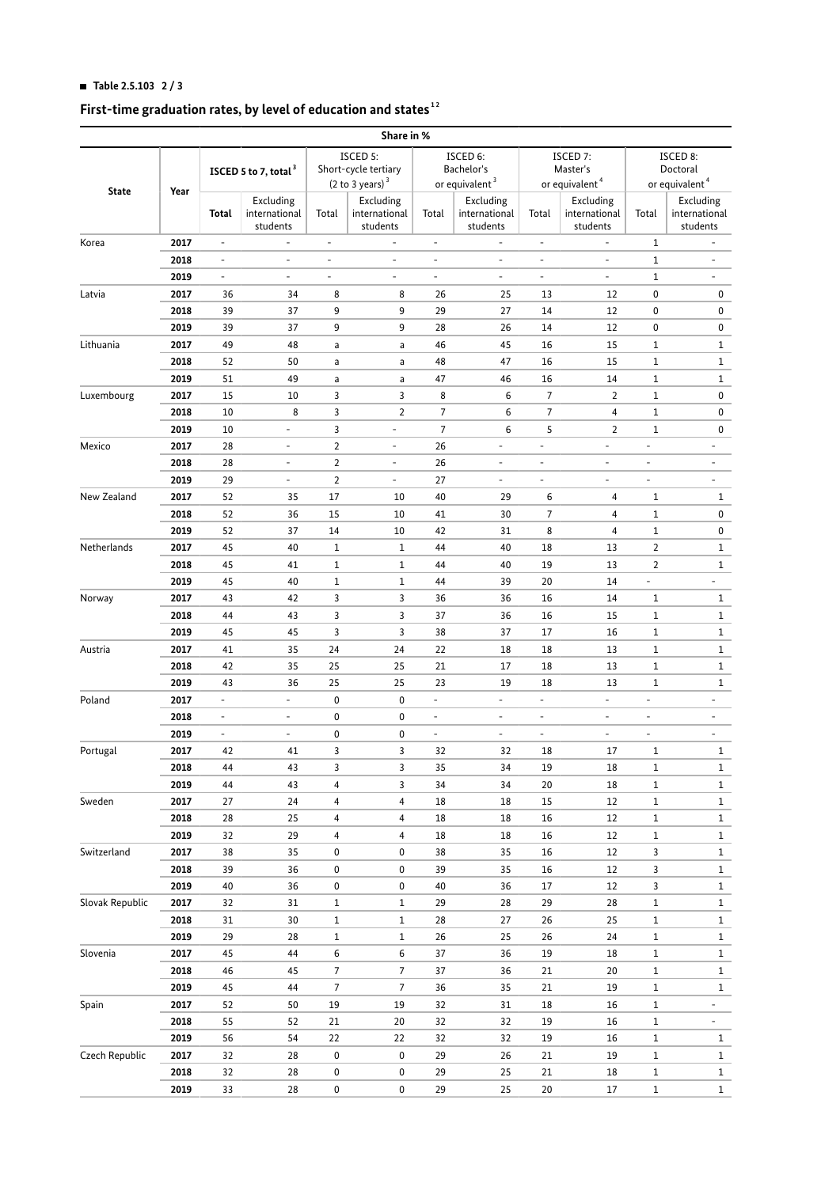■ **Table 2.5.103 2 / 3**

## First-time graduation rates, by level of education and states[1 2]

| State | Year | ISCED 5 to 7, total[3] | | ISCED 5: Short-cycle tertiary (2 to 3 years)[3] | | ISCED 6: Bachelor's or equivalent[3] | | ISCED 7: Master's or equivalent[4] | | ISCED 8: Doctoral or equivalent[4] | |
|---|---|---|---|---|---|---|---|---|---|---|---|
| | | **Total** | Excluding international students | Total | Excluding international students | Total | Excluding international students | Total | Excluding international students | Total | Excluding international students |
| | | Share in % | | | | | | | | | |
| Korea | **2017** | - | - | - | - | - | - | - | - | 1 | - |
| | **2018** | - | - | - | - | - | - | - | - | 1 | - |
| | **2019** | - | - | - | - | - | - | - | - | 1 | - |
| Latvia | **2017** | 36 | 34 | 8 | 8 | 26 | 25 | 13 | 12 | 0 | 0 |
| | **2018** | 39 | 37 | 9 | 9 | 29 | 27 | 14 | 12 | 0 | 0 |
| | **2019** | 39 | 37 | 9 | 9 | 28 | 26 | 14 | 12 | 0 | 0 |
| Lithuania | **2017** | 49 | 48 | a | a | 46 | 45 | 16 | 15 | 1 | 1 |
| | **2018** | 52 | 50 | a | a | 48 | 47 | 16 | 15 | 1 | 1 |
| | **2019** | 51 | 49 | a | a | 47 | 46 | 16 | 14 | 1 | 1 |
| Luxembourg | **2017** | 15 | 10 | 3 | 3 | 8 | 6 | 7 | 2 | 1 | 0 |
| | **2018** | 10 | 8 | 3 | 2 | 7 | 6 | 7 | 4 | 1 | 0 |
| | **2019** | 10 | - | 3 | - | 7 | 6 | 5 | 2 | 1 | 0 |
| Mexico | **2017** | 28 | - | 2 | - | 26 | - | - | - | - | - |
| | **2018** | 28 | - | 2 | - | 26 | - | - | - | - | - |
| | **2019** | 29 | - | 2 | - | 27 | - | - | - | - | - |
| New Zealand | **2017** | 52 | 35 | 17 | 10 | 40 | 29 | 6 | 4 | 1 | 1 |
| | **2018** | 52 | 36 | 15 | 10 | 41 | 30 | 7 | 4 | 1 | 0 |
| | **2019** | 52 | 37 | 14 | 10 | 42 | 31 | 8 | 4 | 1 | 0 |
| Netherlands | **2017** | 45 | 40 | 1 | 1 | 44 | 40 | 18 | 13 | 2 | 1 |
| | **2018** | 45 | 41 | 1 | 1 | 44 | 40 | 19 | 13 | 2 | 1 |
| | **2019** | 45 | 40 | 1 | 1 | 44 | 39 | 20 | 14 | - | - |
| Norway | **2017** | 43 | 42 | 3 | 3 | 36 | 36 | 16 | 14 | 1 | 1 |
| | **2018** | 44 | 43 | 3 | 3 | 37 | 36 | 16 | 15 | 1 | 1 |
| | **2019** | 45 | 45 | 3 | 3 | 38 | 37 | 17 | 16 | 1 | 1 |
| Austria | **2017** | 41 | 35 | 24 | 24 | 22 | 18 | 18 | 13 | 1 | 1 |
| | **2018** | 42 | 35 | 25 | 25 | 21 | 17 | 18 | 13 | 1 | 1 |
| | **2019** | 43 | 36 | 25 | 25 | 23 | 19 | 18 | 13 | 1 | 1 |
| Poland | **2017** | - | - | 0 | 0 | - | - | - | - | - | - |
| | **2018** | - | - | 0 | 0 | - | - | - | - | - | - |
| | **2019** | - | - | 0 | 0 | - | - | - | - | - | - |
| Portugal | **2017** | 42 | 41 | 3 | 3 | 32 | 32 | 18 | 17 | 1 | 1 |
| | **2018** | 44 | 43 | 3 | 3 | 35 | 34 | 19 | 18 | 1 | 1 |
| | **2019** | 44 | 43 | 4 | 3 | 34 | 34 | 20 | 18 | 1 | 1 |
| Sweden | **2017** | 27 | 24 | 4 | 4 | 18 | 18 | 15 | 12 | 1 | 1 |
| | **2018** | 28 | 25 | 4 | 4 | 18 | 18 | 16 | 12 | 1 | 1 |
| | **2019** | 32 | 29 | 4 | 4 | 18 | 18 | 16 | 12 | 1 | 1 |
| Switzerland | **2017** | 38 | 35 | 0 | 0 | 38 | 35 | 16 | 12 | 3 | 1 |
| | **2018** | 39 | 36 | 0 | 0 | 39 | 35 | 16 | 12 | 3 | 1 |
| | **2019** | 40 | 36 | 0 | 0 | 40 | 36 | 17 | 12 | 3 | 1 |
| Slovak Republic | **2017** | 32 | 31 | 1 | 1 | 29 | 28 | 29 | 28 | 1 | 1 |
| | **2018** | 31 | 30 | 1 | 1 | 28 | 27 | 26 | 25 | 1 | 1 |
| | **2019** | 29 | 28 | 1 | 1 | 26 | 25 | 26 | 24 | 1 | 1 |
| Slovenia | **2017** | 45 | 44 | 6 | 6 | 37 | 36 | 19 | 18 | 1 | 1 |
| | **2018** | 46 | 45 | 7 | 7 | 37 | 36 | 21 | 20 | 1 | 1 |
| | **2019** | 45 | 44 | 7 | 7 | 36 | 35 | 21 | 19 | 1 | 1 |
| Spain | **2017** | 52 | 50 | 19 | 19 | 32 | 31 | 18 | 16 | 1 | - |
| | **2018** | 55 | 52 | 21 | 20 | 32 | 32 | 19 | 16 | 1 | - |
| | **2019** | 56 | 54 | 22 | 22 | 32 | 32 | 19 | 16 | 1 | 1 |
| Czech Republic | **2017** | 32 | 28 | 0 | 0 | 29 | 26 | 21 | 19 | 1 | 1 |
| | **2018** | 32 | 28 | 0 | 0 | 29 | 25 | 21 | 18 | 1 | 1 |
| | **2019** | 33 | 28 | 0 | 0 | 29 | 25 | 20 | 17 | 1 | 1 |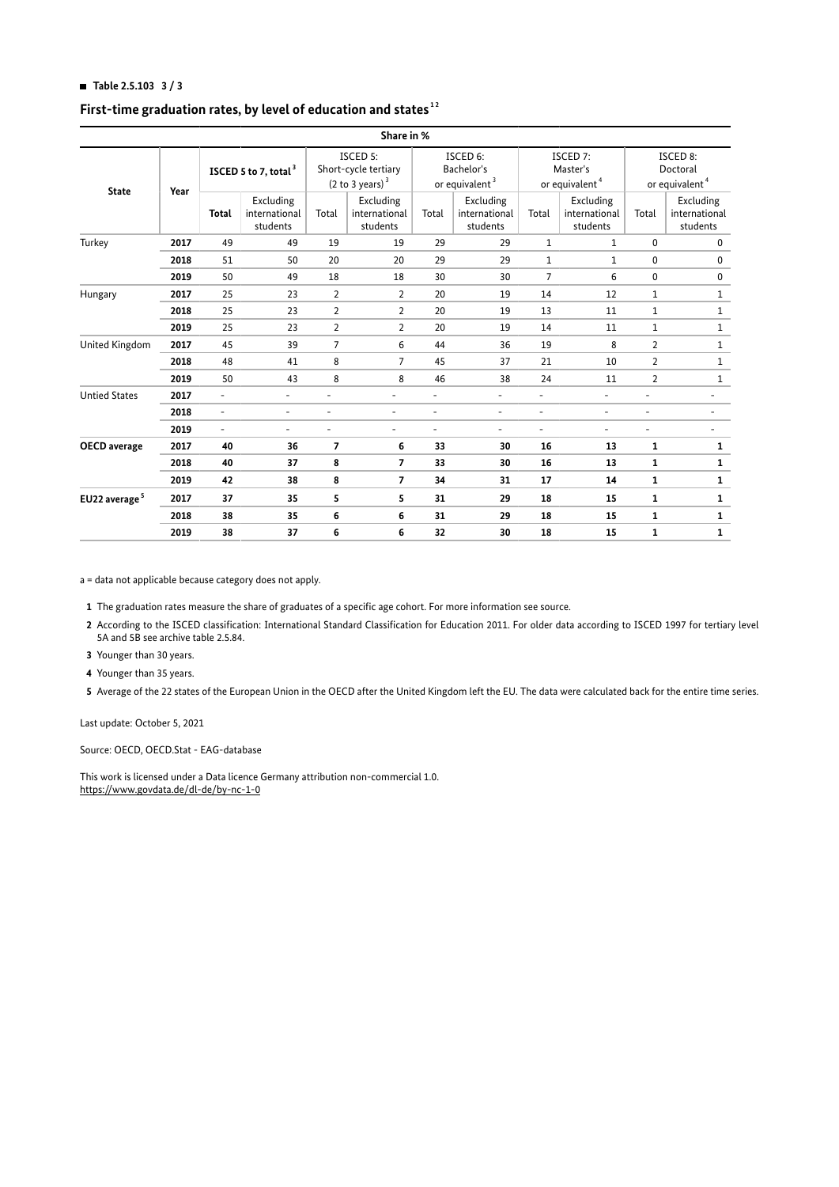■ **Table 2.5.103 3 / 3**

## First-time graduation rates, by level of education and states[1 2]

| State | Year | ISCED 5 to 7, total[3] | | ISCED 5: Short-cycle tertiary (2 to 3 years)[3] | | ISCED 6: Bachelor's or equivalent[3] | | ISCED 7: Master's or equivalent[4] | | ISCED 8: Doctoral or equivalent[4] | |
|---|---|---|---|---|---|---|---|---|---|---|---|
| | | **Total** | Excluding international students | Total | Excluding international students | Total | Excluding international students | Total | Excluding international students | Total | Excluding international students |
| | | **Share in %** | | | | | | | | | |
| Turkey | **2017** | 49 | 49 | 19 | 19 | 29 | 29 | 1 | 1 | 0 | 0 |
| | **2018** | 51 | 50 | 20 | 20 | 29 | 29 | 1 | 1 | 0 | 0 |
| | **2019** | 50 | 49 | 18 | 18 | 30 | 30 | 7 | 6 | 0 | 0 |
| Hungary | **2017** | 25 | 23 | 2 | 2 | 20 | 19 | 14 | 12 | 1 | 1 |
| | **2018** | 25 | 23 | 2 | 2 | 20 | 19 | 13 | 11 | 1 | 1 |
| | **2019** | 25 | 23 | 2 | 2 | 20 | 19 | 14 | 11 | 1 | 1 |
| United Kingdom | **2017** | 45 | 39 | 7 | 6 | 44 | 36 | 19 | 8 | 2 | 1 |
| | **2018** | 48 | 41 | 8 | 7 | 45 | 37 | 21 | 10 | 2 | 1 |
| | **2019** | 50 | 43 | 8 | 8 | 46 | 38 | 24 | 11 | 2 | 1 |
| Untied States | **2017** | - | - | - | - | - | - | - | - | - | - |
| | **2018** | - | - | - | - | - | - | - | - | - | - |
| | **2019** | - | - | - | - | - | - | - | - | - | - |
| **OECD average** | **2017** | **40** | **36** | **7** | **6** | **33** | **30** | **16** | **13** | **1** | **1** |
| | **2018** | **40** | **37** | **8** | **7** | **33** | **30** | **16** | **13** | **1** | **1** |
| | **2019** | **42** | **38** | **8** | **7** | **34** | **31** | **17** | **14** | **1** | **1** |
| **EU22 average[5]** | **2017** | **37** | **35** | **5** | **5** | **31** | **29** | **18** | **15** | **1** | **1** |
| | **2018** | **38** | **35** | **6** | **6** | **31** | **29** | **18** | **15** | **1** | **1** |
| | **2019** | **38** | **37** | **6** | **6** | **32** | **30** | **18** | **15** | **1** | **1** |

a = data not applicable because category does not apply.

**1** The graduation rates measure the share of graduates of a specific age cohort. For more information see source.

**2** According to the ISCED classification: International Standard Classification for Education 2011. For older data according to ISCED 1997 for tertiary level 5A and 5B see archive table 2.5.84.

**3** Younger than 30 years.

**4** Younger than 35 years.

**5** Average of the 22 states of the European Union in the OECD after the United Kingdom left the EU. The data were calculated back for the entire time series.

Last update: October 5, 2021

Source: OECD, OECD.Stat - EAG-database

This work is licensed under a Data licence Germany attribution non-commercial 1.0.
https://www.govdata.de/dl-de/by-nc-1-0